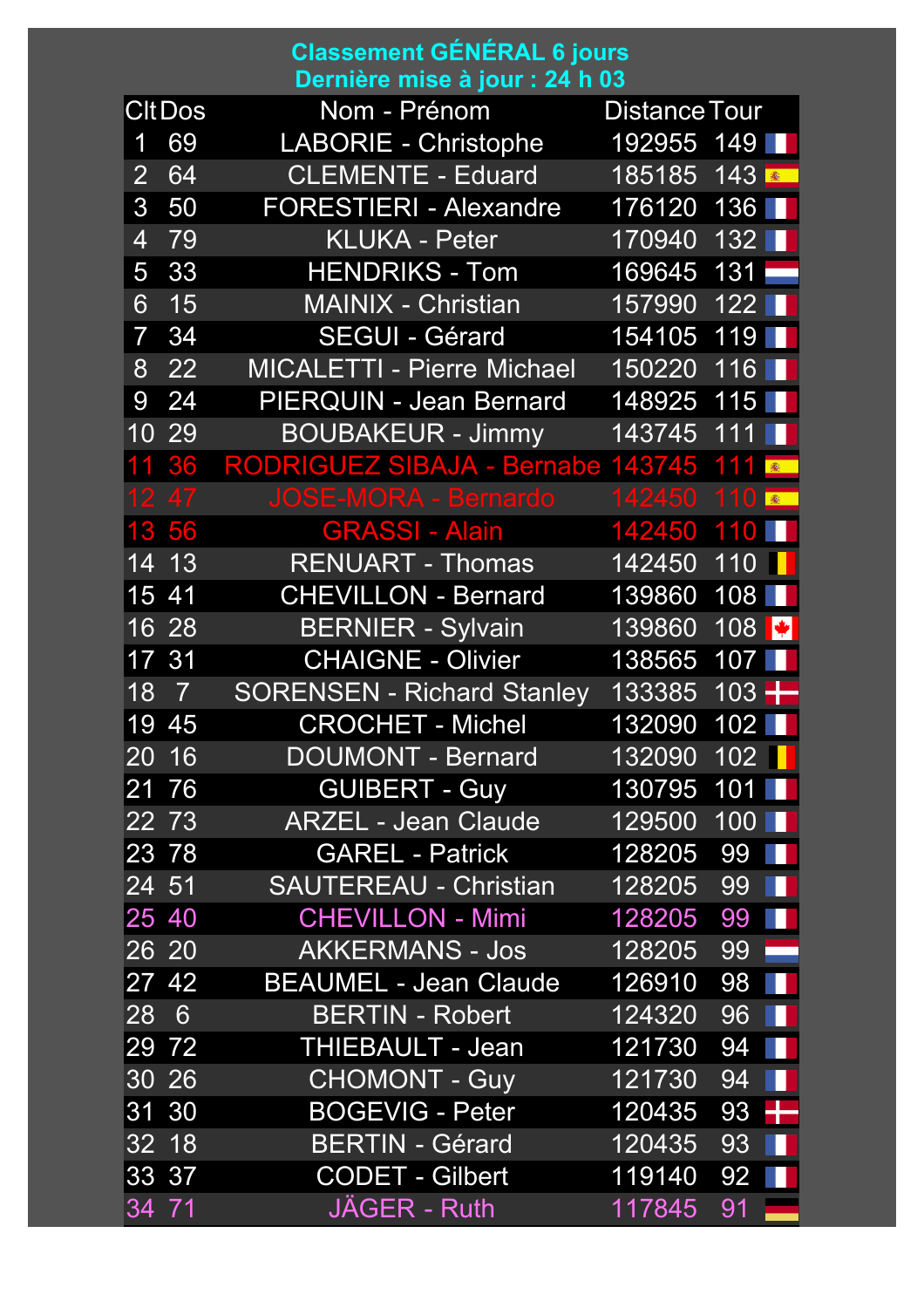**Classement GÉNÉRAL 6 jours**
**Dernière mise à jour : 24 h 03**

| Clt | Dos | Nom - Prénom | Distance | Tour |
|---|---|---|---|---|
| 1 | 69 | LABORIE - Christophe | 192955 | 149 |
| 2 | 64 | CLEMENTE - Eduard | 185185 | 143 |
| 3 | 50 | FORESTIERI - Alexandre | 176120 | 136 |
| 4 | 79 | KLUKA - Peter | 170940 | 132 |
| 5 | 33 | HENDRIKS - Tom | 169645 | 131 |
| 6 | 15 | MAINIX - Christian | 157990 | 122 |
| 7 | 34 | SEGUI - Gérard | 154105 | 119 |
| 8 | 22 | MICALETTI - Pierre Michael | 150220 | 116 |
| 9 | 24 | PIERQUIN - Jean Bernard | 148925 | 115 |
| 10 | 29 | BOUBAKEUR - Jimmy | 143745 | 111 |
| 11 | 36 | RODRIGUEZ SIBAJA - Bernabe | 143745 | 111 |
| 12 | 47 | JOSE-MORA - Bernardo | 142450 | 110 |
| 13 | 56 | GRASSI - Alain | 142450 | 110 |
| 14 | 13 | RENUART - Thomas | 142450 | 110 |
| 15 | 41 | CHEVILLON - Bernard | 139860 | 108 |
| 16 | 28 | BERNIER - Sylvain | 139860 | 108 |
| 17 | 31 | CHAIGNE - Olivier | 138565 | 107 |
| 18 | 7 | SORENSEN - Richard Stanley | 133385 | 103 |
| 19 | 45 | CROCHET - Michel | 132090 | 102 |
| 20 | 16 | DOUMONT - Bernard | 132090 | 102 |
| 21 | 76 | GUIBERT - Guy | 130795 | 101 |
| 22 | 73 | ARZEL - Jean Claude | 129500 | 100 |
| 23 | 78 | GAREL - Patrick | 128205 | 99 |
| 24 | 51 | SAUTEREAU - Christian | 128205 | 99 |
| 25 | 40 | CHEVILLON - Mimi | 128205 | 99 |
| 26 | 20 | AKKERMANS - Jos | 128205 | 99 |
| 27 | 42 | BEAUMEL - Jean Claude | 126910 | 98 |
| 28 | 6 | BERTIN - Robert | 124320 | 96 |
| 29 | 72 | THIEBAULT - Jean | 121730 | 94 |
| 30 | 26 | CHOMONT - Guy | 121730 | 94 |
| 31 | 30 | BOGEVIG - Peter | 120435 | 93 |
| 32 | 18 | BERTIN - Gérard | 120435 | 93 |
| 33 | 37 | CODET - Gilbert | 119140 | 92 |
| 34 | 71 | JÄGER - Ruth | 117845 | 91 |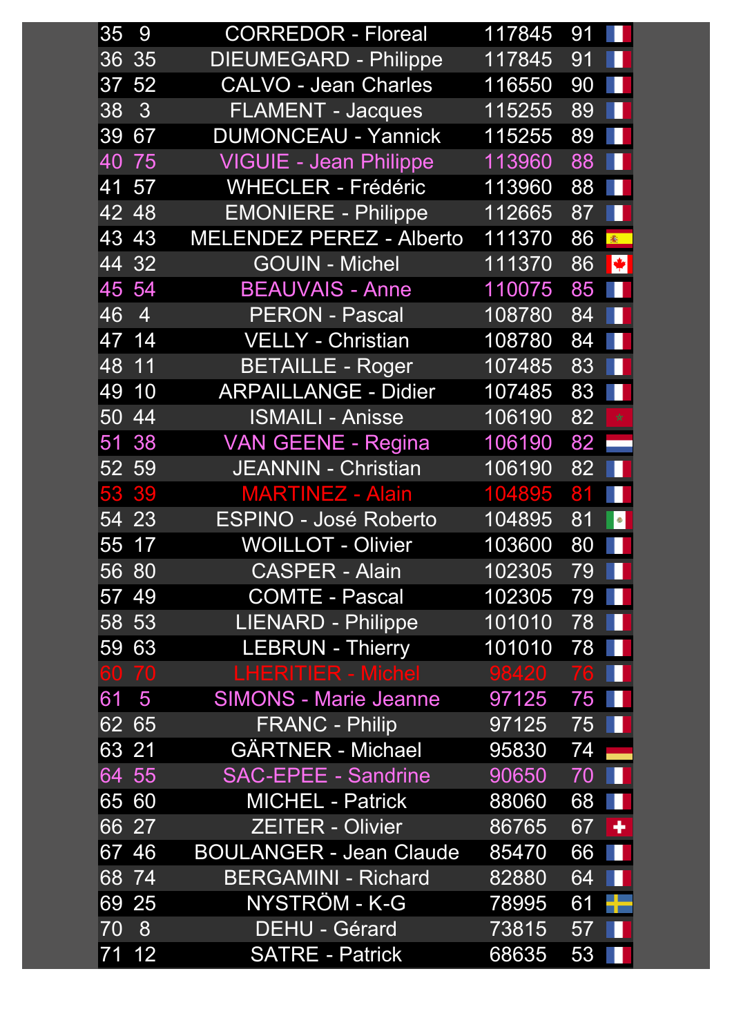| | | | | | |
|---|---|---|---|---|---|
| 35 | 9 | CORREDOR - Floreal | 117845 | 91 | |
| 36 | 35 | DIEUMEGARD - Philippe | 117845 | 91 | |
| 37 | 52 | CALVO - Jean Charles | 116550 | 90 | |
| 38 | 3 | FLAMENT - Jacques | 115255 | 89 | |
| 39 | 67 | DUMONCEAU - Yannick | 115255 | 89 | |
| 40 | 75 | VIGUIE - Jean Philippe | 113960 | 88 | |
| 41 | 57 | WHECLER - Frédéric | 113960 | 88 | |
| 42 | 48 | EMONIERE - Philippe | 112665 | 87 | |
| 43 | 43 | MELENDEZ PEREZ - Alberto | 111370 | 86 | |
| 44 | 32 | GOUIN - Michel | 111370 | 86 | |
| 45 | 54 | BEAUVAIS - Anne | 110075 | 85 | |
| 46 | 4 | PERON - Pascal | 108780 | 84 | |
| 47 | 14 | VELLY - Christian | 108780 | 84 | |
| 48 | 11 | BETAILLE - Roger | 107485 | 83 | |
| 49 | 10 | ARPAILLANGE - Didier | 107485 | 83 | |
| 50 | 44 | ISMAILI - Anisse | 106190 | 82 | |
| 51 | 38 | VAN GEENE - Regina | 106190 | 82 | |
| 52 | 59 | JEANNIN - Christian | 106190 | 82 | |
| 53 | 39 | MARTINEZ - Alain | 104895 | 81 | |
| 54 | 23 | ESPINO - José Roberto | 104895 | 81 | |
| 55 | 17 | WOILLOT - Olivier | 103600 | 80 | |
| 56 | 80 | CASPER - Alain | 102305 | 79 | |
| 57 | 49 | COMTE - Pascal | 102305 | 79 | |
| 58 | 53 | LIENARD - Philippe | 101010 | 78 | |
| 59 | 63 | LEBRUN - Thierry | 101010 | 78 | |
| 60 | 70 | LHERITIER - Michel | 98420 | 76 | |
| 61 | 5 | SIMONS - Marie Jeanne | 97125 | 75 | |
| 62 | 65 | FRANC - Philip | 97125 | 75 | |
| 63 | 21 | GÄRTNER - Michael | 95830 | 74 | |
| 64 | 55 | SAC-EPEE - Sandrine | 90650 | 70 | |
| 65 | 60 | MICHEL - Patrick | 88060 | 68 | |
| 66 | 27 | ZEITER - Olivier | 86765 | 67 | |
| 67 | 46 | BOULANGER - Jean Claude | 85470 | 66 | |
| 68 | 74 | BERGAMINI - Richard | 82880 | 64 | |
| 69 | 25 | NYSTRÖM - K-G | 78995 | 61 | |
| 70 | 8 | DEHU - Gérard | 73815 | 57 | |
| 71 | 12 | SATRE - Patrick | 68635 | 53 | |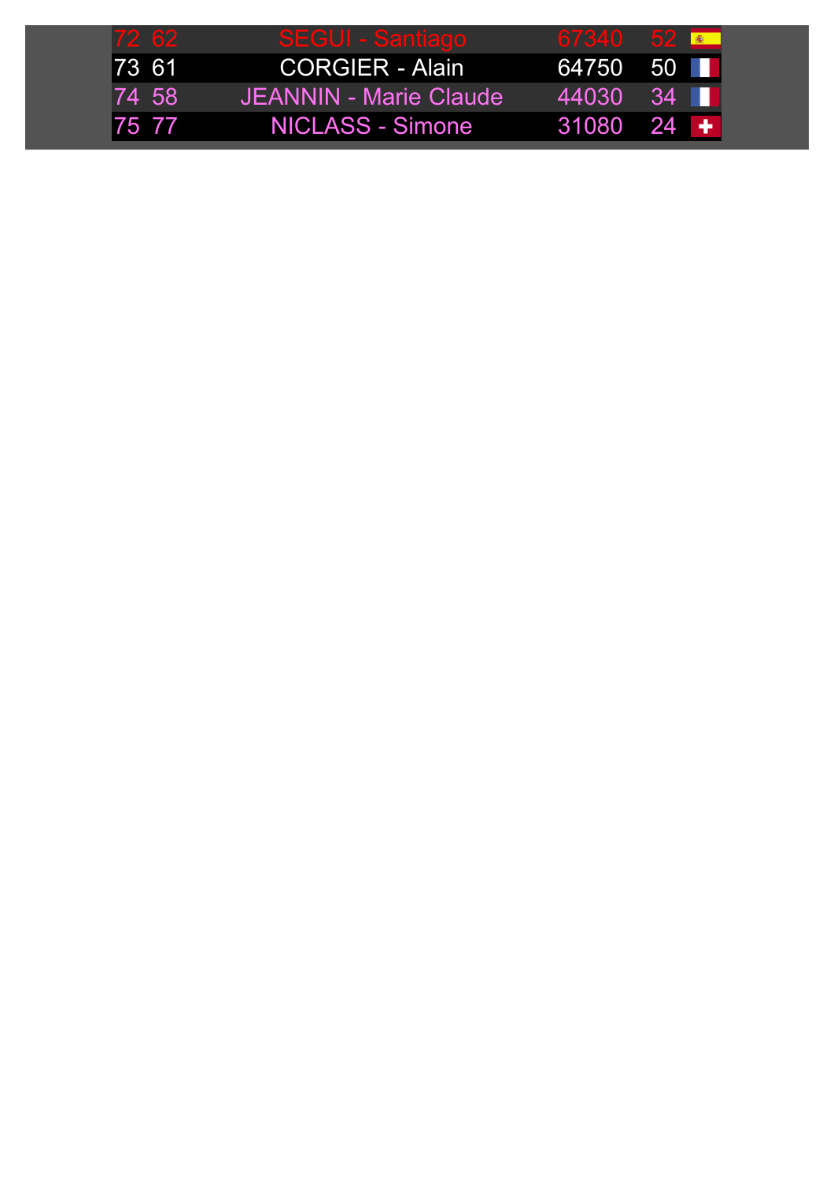| | | | | | |
|---|---|---|---|---|---|
| 72 | 62 | SEGUI - Santiago | 67340 | 52 | |
| 73 | 61 | CORGIER - Alain | 64750 | 50 | |
| 74 | 58 | JEANNIN - Marie Claude | 44030 | 34 | |
| 75 | 77 | NICLASS - Simone | 31080 | 24 | |